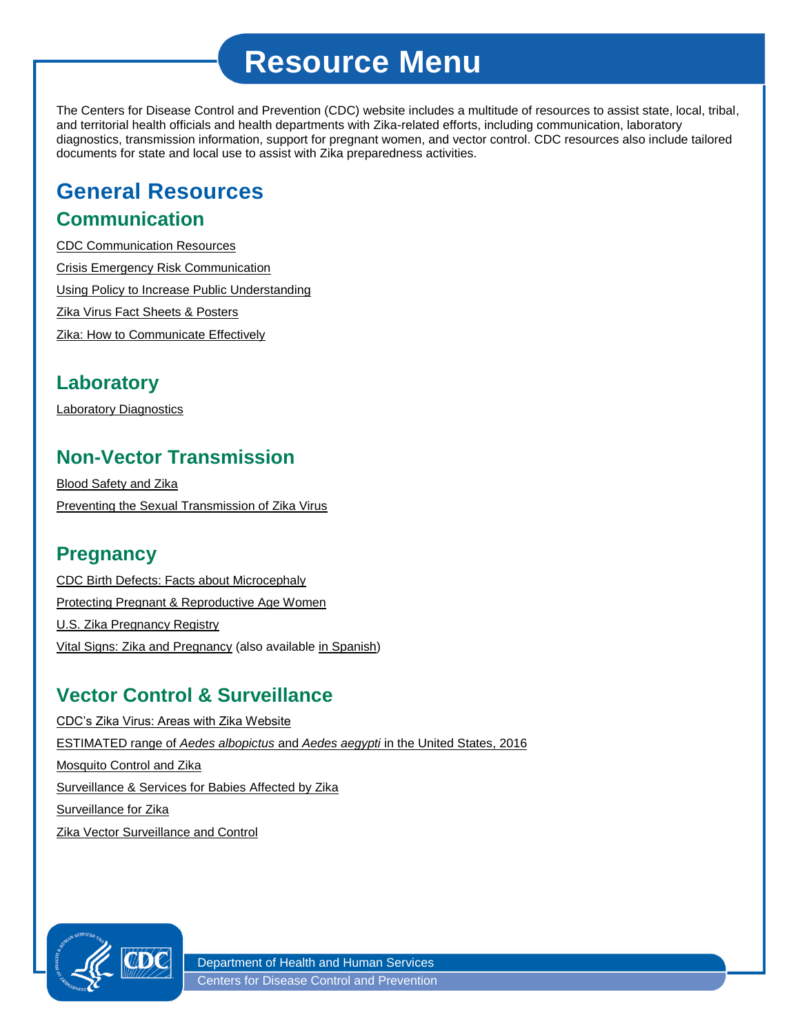# Resource Menu

The Centers for Disease Control and Prevention (CDC) website includes a multitude of resources to assist state, local, tribal, and territorial health officials and health departments with Zika-related efforts, including communication, laboratory diagnostics, transmission information, support for pregnant women, and vector control. CDC resources also include tailored documents for state and local use to assist with Zika preparedness activities.

## General Resources

### Communication

CDC Communication Resources

Crisis Emergency Risk Communication

Using Policy to Increase Public Understanding

Zika Virus Fact Sheets & Posters

Zika: How to Communicate Effectively

### Laboratory

Laboratory Diagnostics

### Non-Vector Transmission

Blood Safety and Zika

Preventing the Sexual Transmission of Zika Virus

### Pregnancy

CDC Birth Defects: Facts about Microcephaly

Protecting Pregnant & Reproductive Age Women

U.S. Zika Pregnancy Registry

Vital Signs: Zika and Pregnancy (also available in Spanish)

### Vector Control & Surveillance

CDC's Zika Virus: Areas with Zika Website

ESTIMATED range of *Aedes albopictus* and *Aedes aegypti* in the United States, 2016

Mosquito Control and Zika

Surveillance & Services for Babies Affected by Zika

Surveillance for Zika

Zika Vector Surveillance and Control

Department of Health and Human Services
Centers for Disease Control and Prevention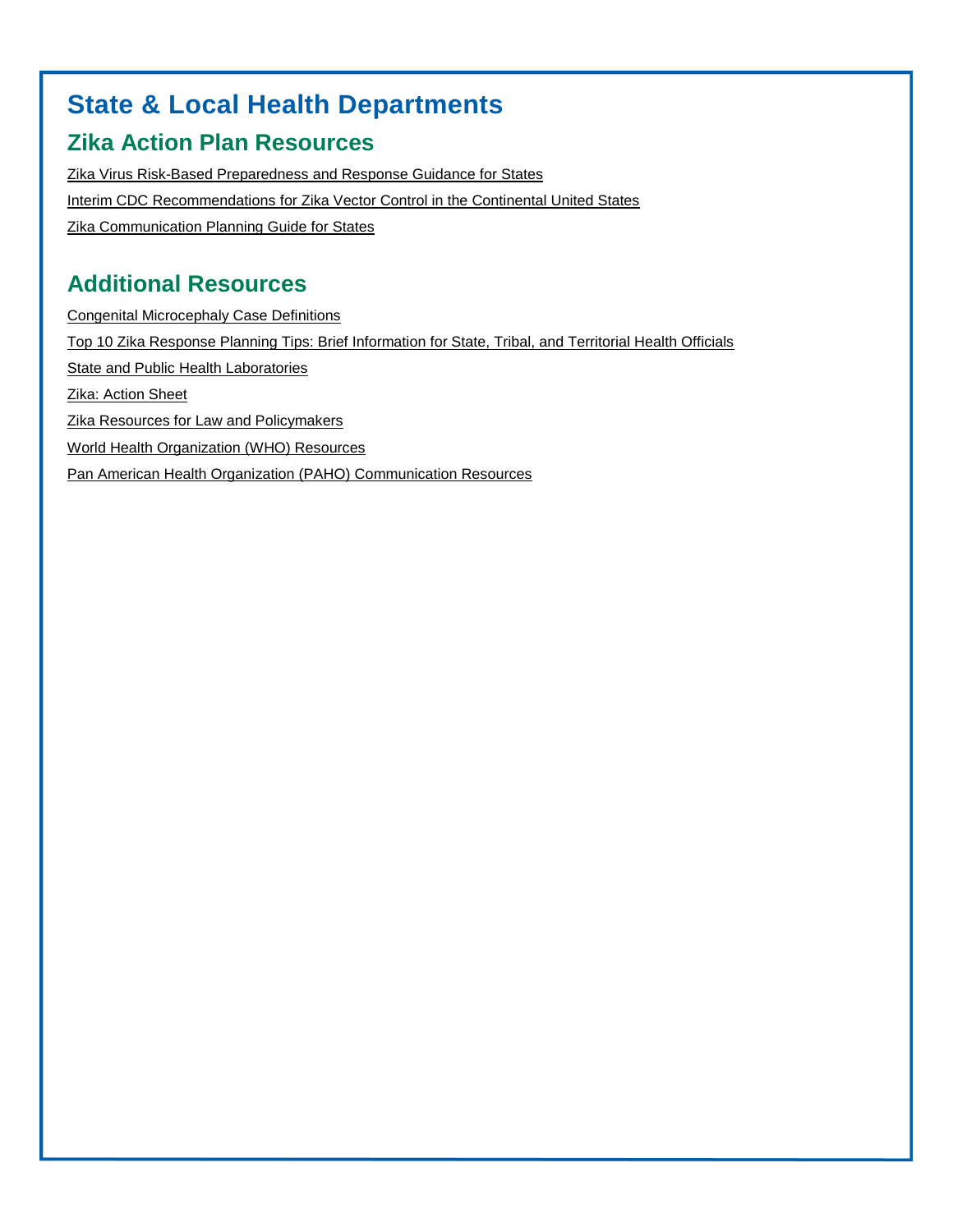# State & Local Health Departments

## Zika Action Plan Resources

Zika Virus Risk-Based Preparedness and Response Guidance for States

Interim CDC Recommendations for Zika Vector Control in the Continental United States

Zika Communication Planning Guide for States

## Additional Resources

Congenital Microcephaly Case Definitions

Top 10 Zika Response Planning Tips: Brief Information for State, Tribal, and Territorial Health Officials

State and Public Health Laboratories

Zika: Action Sheet

Zika Resources for Law and Policymakers

World Health Organization (WHO) Resources

Pan American Health Organization (PAHO) Communication Resources